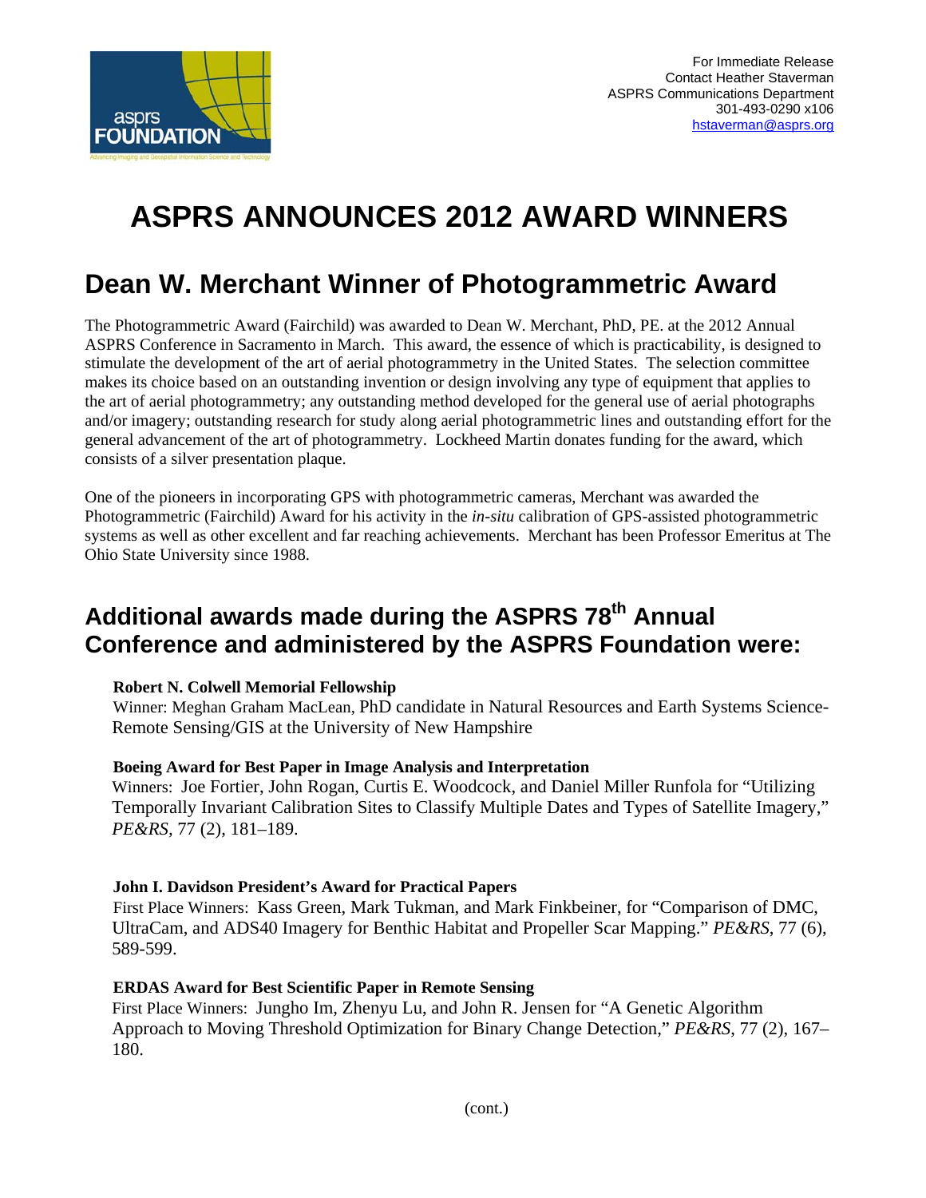For Immediate Release
Contact Heather Staverman
ASPRS Communications Department
301-493-0290 x106
hstaverman@asprs.org

# ASPRS ANNOUNCES 2012 AWARD WINNERS

## Dean W. Merchant Winner of Photogrammetric Award

The Photogrammetric Award (Fairchild) was awarded to Dean W. Merchant, PhD, PE. at the 2012 Annual ASPRS Conference in Sacramento in March. This award, the essence of which is practicability, is designed to stimulate the development of the art of aerial photogrammetry in the United States. The selection committee makes its choice based on an outstanding invention or design involving any type of equipment that applies to the art of aerial photogrammetry; any outstanding method developed for the general use of aerial photographs and/or imagery; outstanding research for study along aerial photogrammetric lines and outstanding effort for the general advancement of the art of photogrammetry. Lockheed Martin donates funding for the award, which consists of a silver presentation plaque.

One of the pioneers in incorporating GPS with photogrammetric cameras, Merchant was awarded the Photogrammetric (Fairchild) Award for his activity in the *in-situ* calibration of GPS-assisted photogrammetric systems as well as other excellent and far reaching achievements. Merchant has been Professor Emeritus at The Ohio State University since 1988.

## Additional awards made during the ASPRS 78th Annual Conference and administered by the ASPRS Foundation were:

**Robert N. Colwell Memorial Fellowship**
Winner: Meghan Graham MacLean, PhD candidate in Natural Resources and Earth Systems Science-Remote Sensing/GIS at the University of New Hampshire

**Boeing Award for Best Paper in Image Analysis and Interpretation**
Winners: Joe Fortier, John Rogan, Curtis E. Woodcock, and Daniel Miller Runfola for "Utilizing Temporally Invariant Calibration Sites to Classify Multiple Dates and Types of Satellite Imagery," *PE&RS*, 77 (2), 181–189.

**John I. Davidson President's Award for Practical Papers**
First Place Winners: Kass Green, Mark Tukman, and Mark Finkbeiner, for "Comparison of DMC, UltraCam, and ADS40 Imagery for Benthic Habitat and Propeller Scar Mapping." *PE&RS*, 77 (6), 589-599.

**ERDAS Award for Best Scientific Paper in Remote Sensing**
First Place Winners: Jungho Im, Zhenyu Lu, and John R. Jensen for "A Genetic Algorithm Approach to Moving Threshold Optimization for Binary Change Detection," *PE&RS*, 77 (2), 167–180.

(cont.)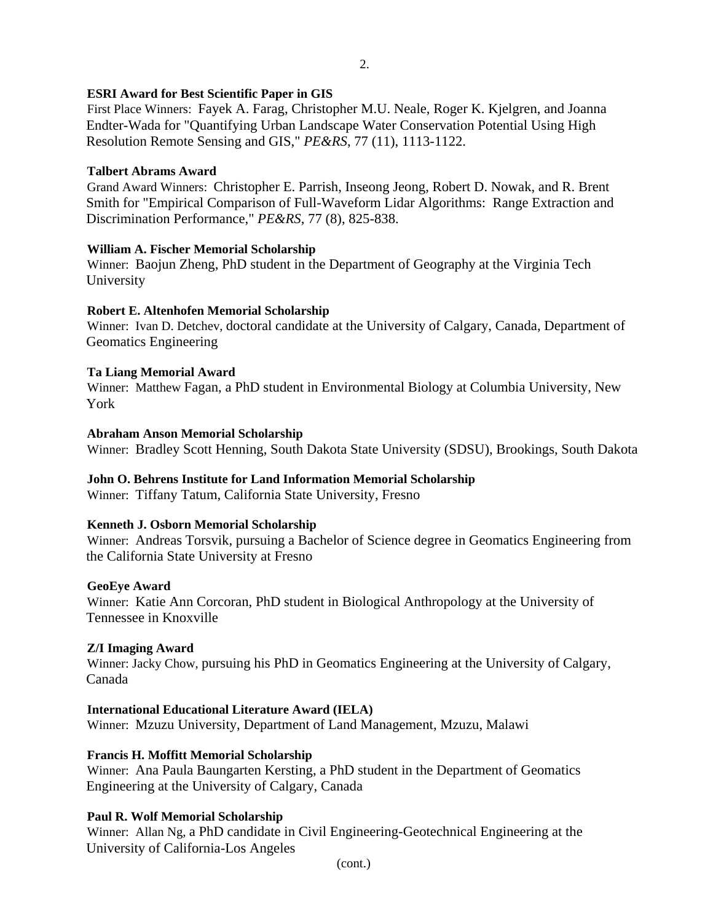**ESRI Award for Best Scientific Paper in GIS**

First Place Winners: Fayek A. Farag, Christopher M.U. Neale, Roger K. Kjelgren, and Joanna Endter-Wada for "Quantifying Urban Landscape Water Conservation Potential Using High Resolution Remote Sensing and GIS," *PE&RS*, 77 (11), 1113-1122.

**Talbert Abrams Award**

Grand Award Winners: Christopher E. Parrish, Inseong Jeong, Robert D. Nowak, and R. Brent Smith for "Empirical Comparison of Full-Waveform Lidar Algorithms: Range Extraction and Discrimination Performance," *PE&RS*, 77 (8), 825-838.

**William A. Fischer Memorial Scholarship**

Winner: Baojun Zheng, PhD student in the Department of Geography at the Virginia Tech University

**Robert E. Altenhofen Memorial Scholarship**

Winner: Ivan D. Detchev, doctoral candidate at the University of Calgary, Canada, Department of Geomatics Engineering

**Ta Liang Memorial Award**

Winner: Matthew Fagan, a PhD student in Environmental Biology at Columbia University, New York

**Abraham Anson Memorial Scholarship**

Winner: Bradley Scott Henning, South Dakota State University (SDSU), Brookings, South Dakota

**John O. Behrens Institute for Land Information Memorial Scholarship**

Winner: Tiffany Tatum, California State University, Fresno

**Kenneth J. Osborn Memorial Scholarship**

Winner: Andreas Torsvik, pursuing a Bachelor of Science degree in Geomatics Engineering from the California State University at Fresno

**GeoEye Award**

Winner: Katie Ann Corcoran, PhD student in Biological Anthropology at the University of Tennessee in Knoxville

**Z/I Imaging Award**

Winner: Jacky Chow, pursuing his PhD in Geomatics Engineering at the University of Calgary, Canada

**International Educational Literature Award (IELA)**

Winner: Mzuzu University, Department of Land Management, Mzuzu, Malawi

**Francis H. Moffitt Memorial Scholarship**

Winner: Ana Paula Baungarten Kersting, a PhD student in the Department of Geomatics Engineering at the University of Calgary, Canada

**Paul R. Wolf Memorial Scholarship**

Winner: Allan Ng, a PhD candidate in Civil Engineering-Geotechnical Engineering at the University of California-Los Angeles

(cont.)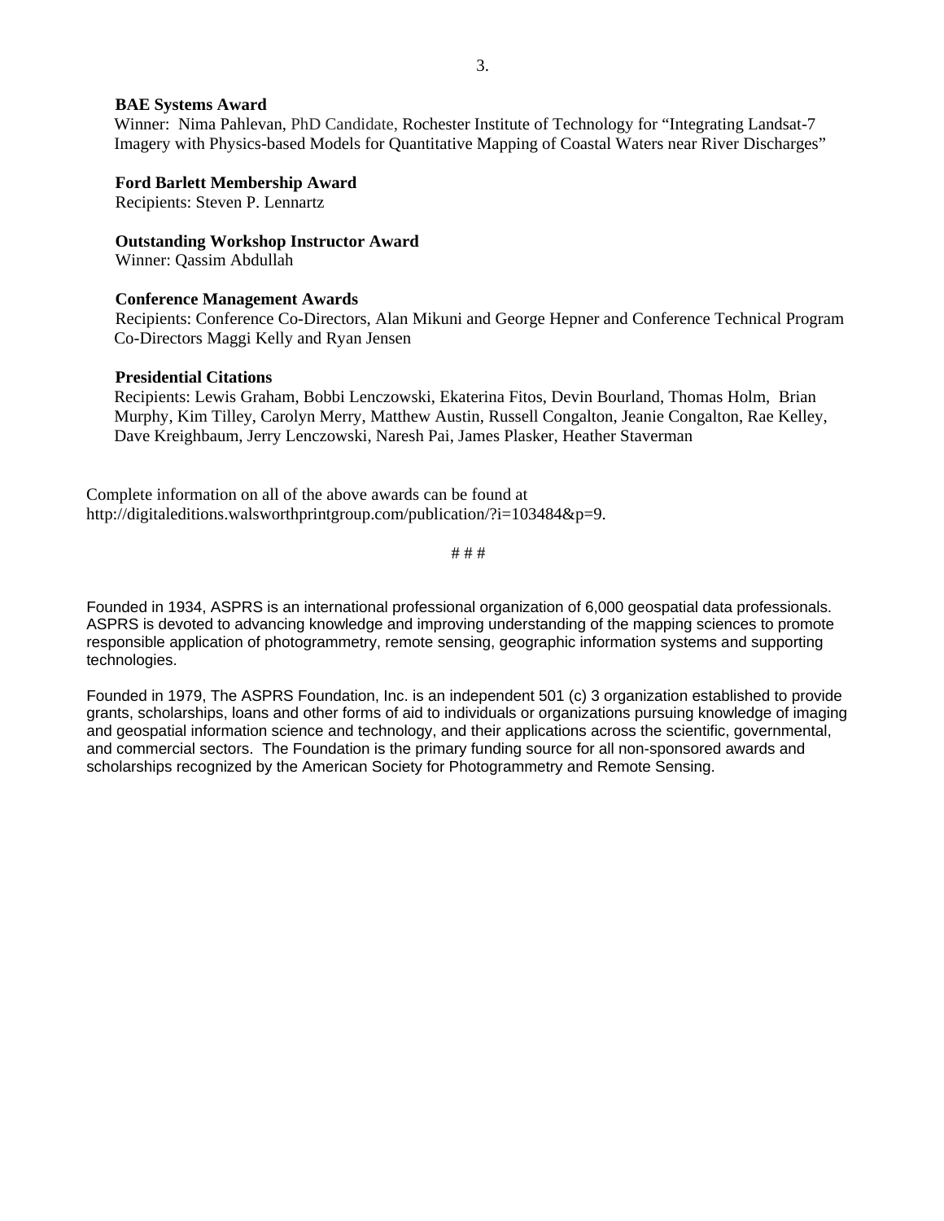**BAE Systems Award**

Winner: Nima Pahlevan, PhD Candidate, Rochester Institute of Technology for "Integrating Landsat-7 Imagery with Physics-based Models for Quantitative Mapping of Coastal Waters near River Discharges"

**Ford Barlett Membership Award**

Recipients: Steven P. Lennartz

**Outstanding Workshop Instructor Award**

Winner: Qassim Abdullah

**Conference Management Awards**

Recipients: Conference Co-Directors, Alan Mikuni and George Hepner and Conference Technical Program Co-Directors Maggi Kelly and Ryan Jensen

**Presidential Citations**

Recipients: Lewis Graham, Bobbi Lenczowski, Ekaterina Fitos, Devin Bourland, Thomas Holm, Brian Murphy, Kim Tilley, Carolyn Merry, Matthew Austin, Russell Congalton, Jeanie Congalton, Rae Kelley, Dave Kreighbaum, Jerry Lenczowski, Naresh Pai, James Plasker, Heather Staverman

Complete information on all of the above awards can be found at http://digitaleditions.walsworthprintgroup.com/publication/?i=103484&p=9.

# # #

Founded in 1934, ASPRS is an international professional organization of 6,000 geospatial data professionals. ASPRS is devoted to advancing knowledge and improving understanding of the mapping sciences to promote responsible application of photogrammetry, remote sensing, geographic information systems and supporting technologies.

Founded in 1979, The ASPRS Foundation, Inc. is an independent 501 (c) 3 organization established to provide grants, scholarships, loans and other forms of aid to individuals or organizations pursuing knowledge of imaging and geospatial information science and technology, and their applications across the scientific, governmental, and commercial sectors. The Foundation is the primary funding source for all non-sponsored awards and scholarships recognized by the American Society for Photogrammetry and Remote Sensing.